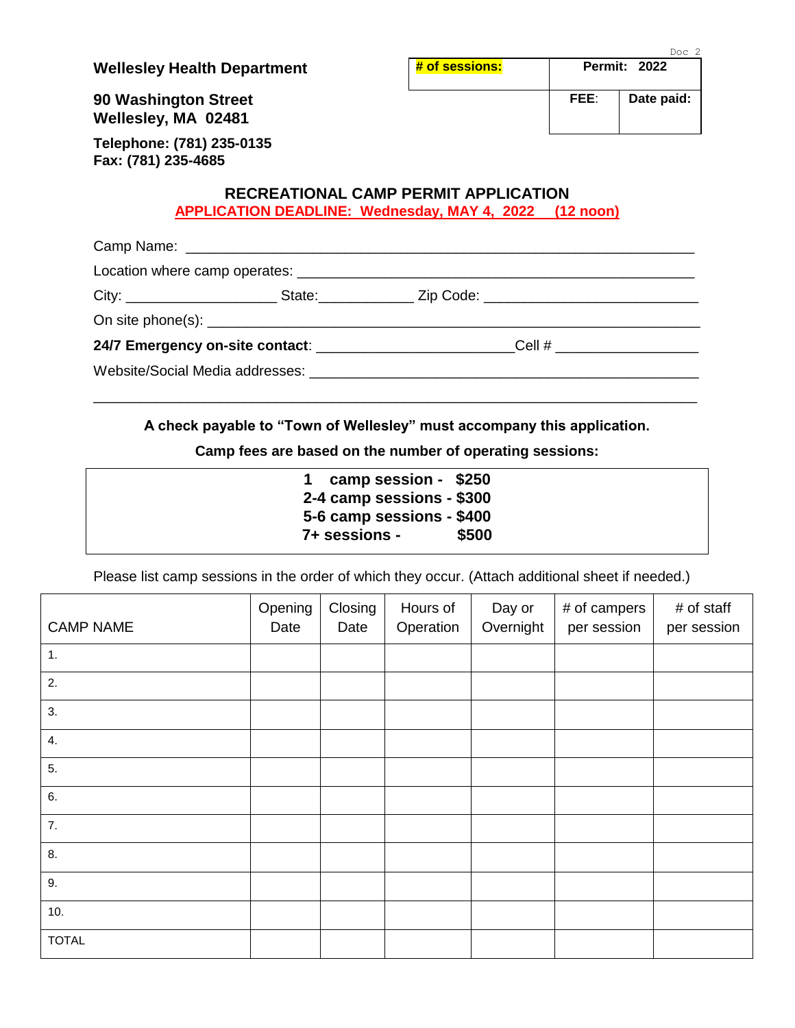Doc 2

**Wellesley Health Department**

**90 Washington Street**
**Wellesley, MA 02481**

**Telephone: (781) 235-0135**
**Fax: (781) 235-4685**

| **# of sessions:** | **Permit: 2022** | |
|---|---|---|
| | **FEE**: | **Date paid:** |

## RECREATIONAL CAMP PERMIT APPLICATION

**APPLICATION DEADLINE: Wednesday, MAY 4, 2022 (12 noon)**

Camp Name: ______________________________________________

Location where camp operates: ______________________________________________

City: ___________________ State:____________ Zip Code: ___________________________

On site phone(s): ______________________________________________

**24/7 Emergency on-site contact**: ________________________Cell # _________________

Website/Social Media addresses: ______________________________________________

______________________________________________

**A check payable to "Town of Wellesley" must accompany this application.**

**Camp fees are based on the number of operating sessions:**

**1 camp session - $250**
**2-4 camp sessions - $300**
**5-6 camp sessions - $400**
**7+ sessions - $500**

Please list camp sessions in the order of which they occur. (Attach additional sheet if needed.)

| CAMP NAME | Opening Date | Closing Date | Hours of Operation | Day or Overnight | # of campers per session | # of staff per session |
|---|---|---|---|---|---|---|
| 1. | | | | | | |
| 2. | | | | | | |
| 3. | | | | | | |
| 4. | | | | | | |
| 5. | | | | | | |
| 6. | | | | | | |
| 7. | | | | | | |
| 8. | | | | | | |
| 9. | | | | | | |
| 10. | | | | | | |
| TOTAL | | | | | | |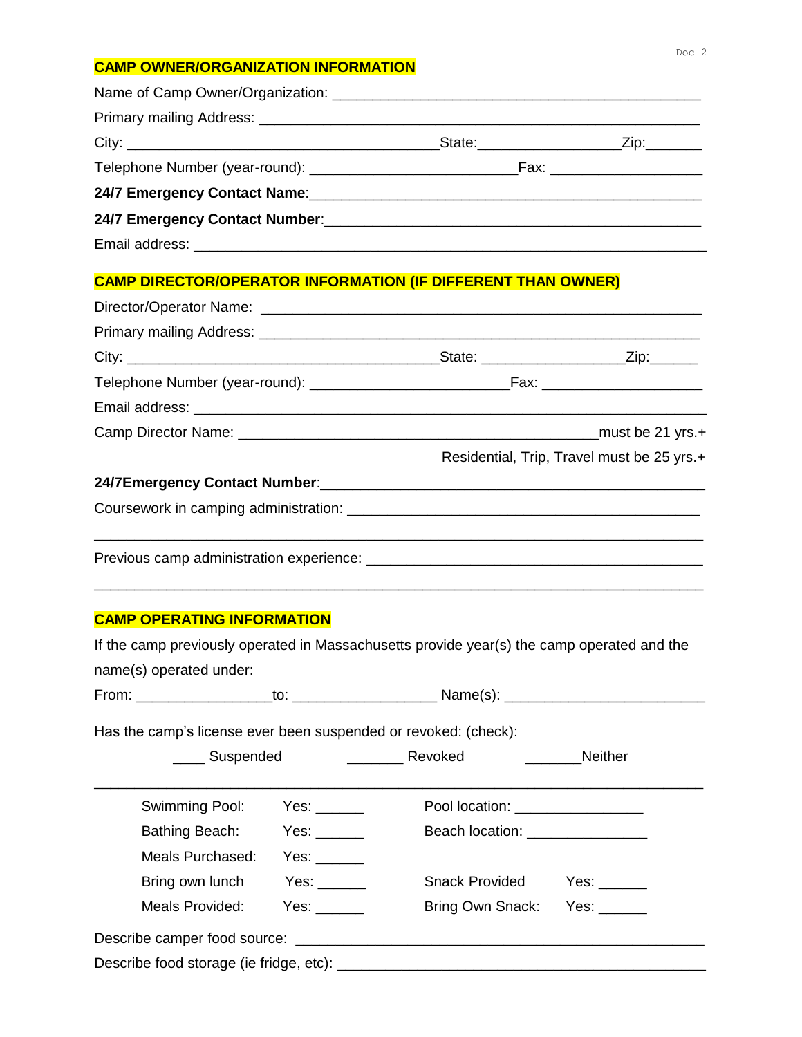## CAMP OWNER/ORGANIZATION INFORMATION

Name of Camp Owner/Organization: ___________________________________________

Primary mailing Address: ________________________________________________

City: ________________________________State:_______________Zip:_______

Telephone Number (year-round): _______________________Fax: ________________

**24/7 Emergency Contact Name**:_____________________________________________

**24/7 Emergency Contact Number**:___________________________________________

Email address: _______________________________________________________

## CAMP DIRECTOR/OPERATOR INFORMATION (IF DIFFERENT THAN OWNER)

Director/Operator Name: _________________________________________________

Primary mailing Address: ________________________________________________

City: ________________________________State: _______________Zip:______

Telephone Number (year-round): _______________________Fax: _________________

Email address: _______________________________________________________

Camp Director Name: ________________________________________must be 21 yrs.+

Residential, Trip, Travel must be 25 yrs.+

**24/7Emergency Contact Number**:___________________________________________

Coursework in camping administration: ____________________________________

_______________________________________________________________________

Previous camp administration experience: _________________________________

_______________________________________________________________________

## CAMP OPERATING INFORMATION

If the camp previously operated in Massachusetts provide year(s) the camp operated and the name(s) operated under:

From: _______________to: ________________ Name(s): _____________________

Has the camp's license ever been suspended or revoked: (check):

____ Suspended  _______ Revoked  _______Neither

_______________________________________________________________________

| | | | |
|---|---|---|---|
| Swimming Pool: | Yes: ______ | Pool location: _______________ | |
| Bathing Beach: | Yes: ______ | Beach location: ______________ | |
| Meals Purchased: | Yes: ______ | | |
| Bring own lunch | Yes: ______ | Snack Provided | Yes: ______ |
| Meals Provided: | Yes: ______ | Bring Own Snack: | Yes: ______ |

Describe camper food source: ____________________________________________

Describe food storage (ie fridge, etc): ____________________________________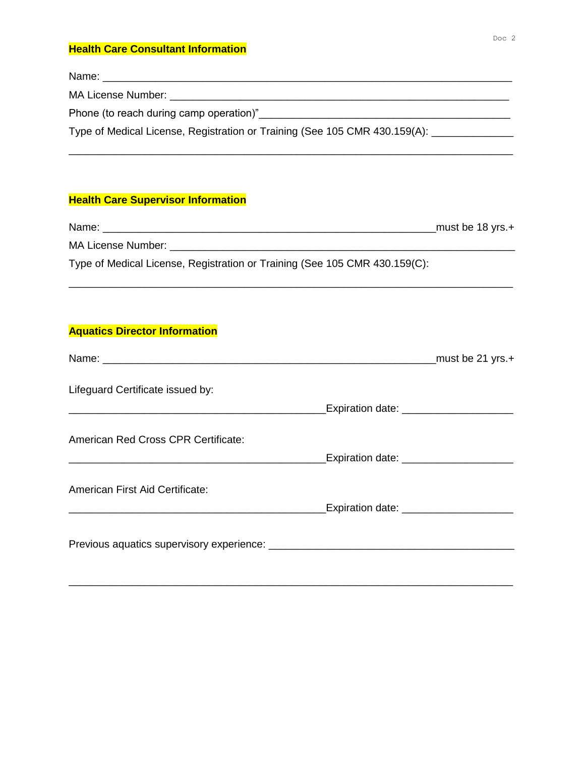**Health Care Consultant Information**

Name: ____________________________________________________________________

MA License Number: ___________________________________________________________

Phone (to reach during camp operation)"__________________________________________

Type of Medical License, Registration or Training (See 105 CMR 430.159(A): _____________

______________________________________________________________________________

**Health Care Supervisor Information**

Name: ____________________________________________________must be 18 yrs.+

MA License Number: ___________________________________________________________

Type of Medical License, Registration or Training (See 105 CMR 430.159(C):

______________________________________________________________________________

**Aquatics Director Information**

Name: ____________________________________________________must be 21 yrs.+

Lifeguard Certificate issued by:

_________________________________________Expiration date: __________________

American Red Cross CPR Certificate:

_________________________________________Expiration date: __________________

American First Aid Certificate:

_________________________________________Expiration date: __________________

Previous aquatics supervisory experience: ________________________________________

______________________________________________________________________________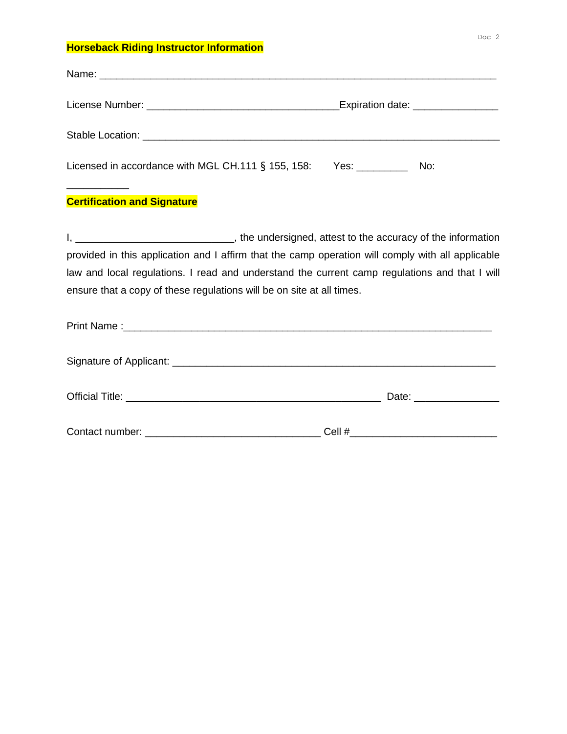**Horseback Riding Instructor Information**

Name: ___________________________________________________________________________

License Number: _________________________________Expiration date: _______________

Stable Location: ___________________________________________________________________

Licensed in accordance with MGL CH.111 § 155, 158: Yes: _________ No: ___________

**Certification and Signature**

I, ___________________________, the undersigned, attest to the accuracy of the information provided in this application and I affirm that the camp operation will comply with all applicable law and local regulations. I read and understand the current camp regulations and that I will ensure that a copy of these regulations will be on site at all times.

Print Name :_______________________________________________________________

Signature of Applicant: _______________________________________________________

Official Title: ____________________________________________ Date: _______________

Contact number: ______________________________ Cell #_________________________